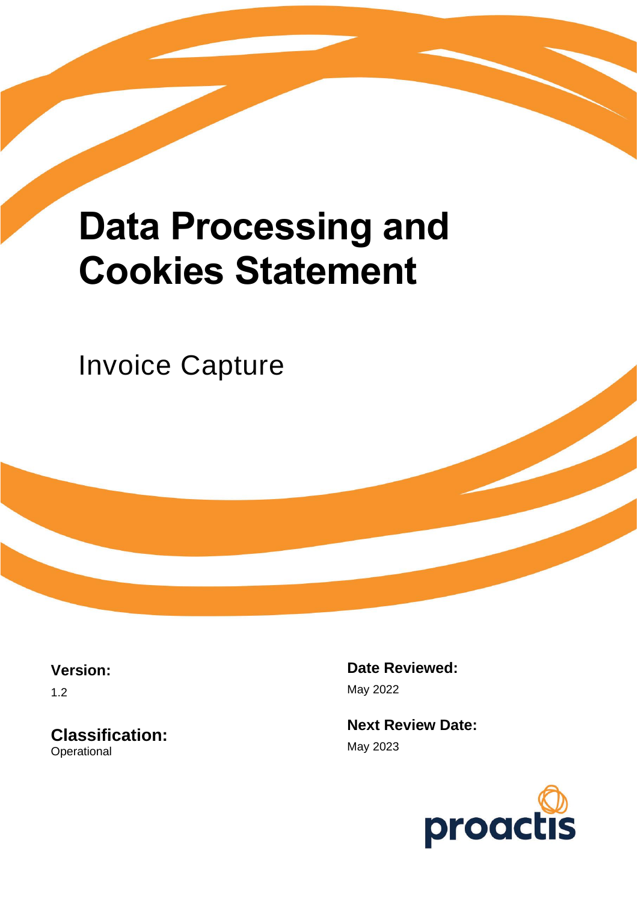# Data Processing and Cookies Statement

Invoice Capture

**Version:**

1.2

**Classification:**

Operational

**Date Reviewed:**

May 2022

**Next Review Date:**

May 2023

proactis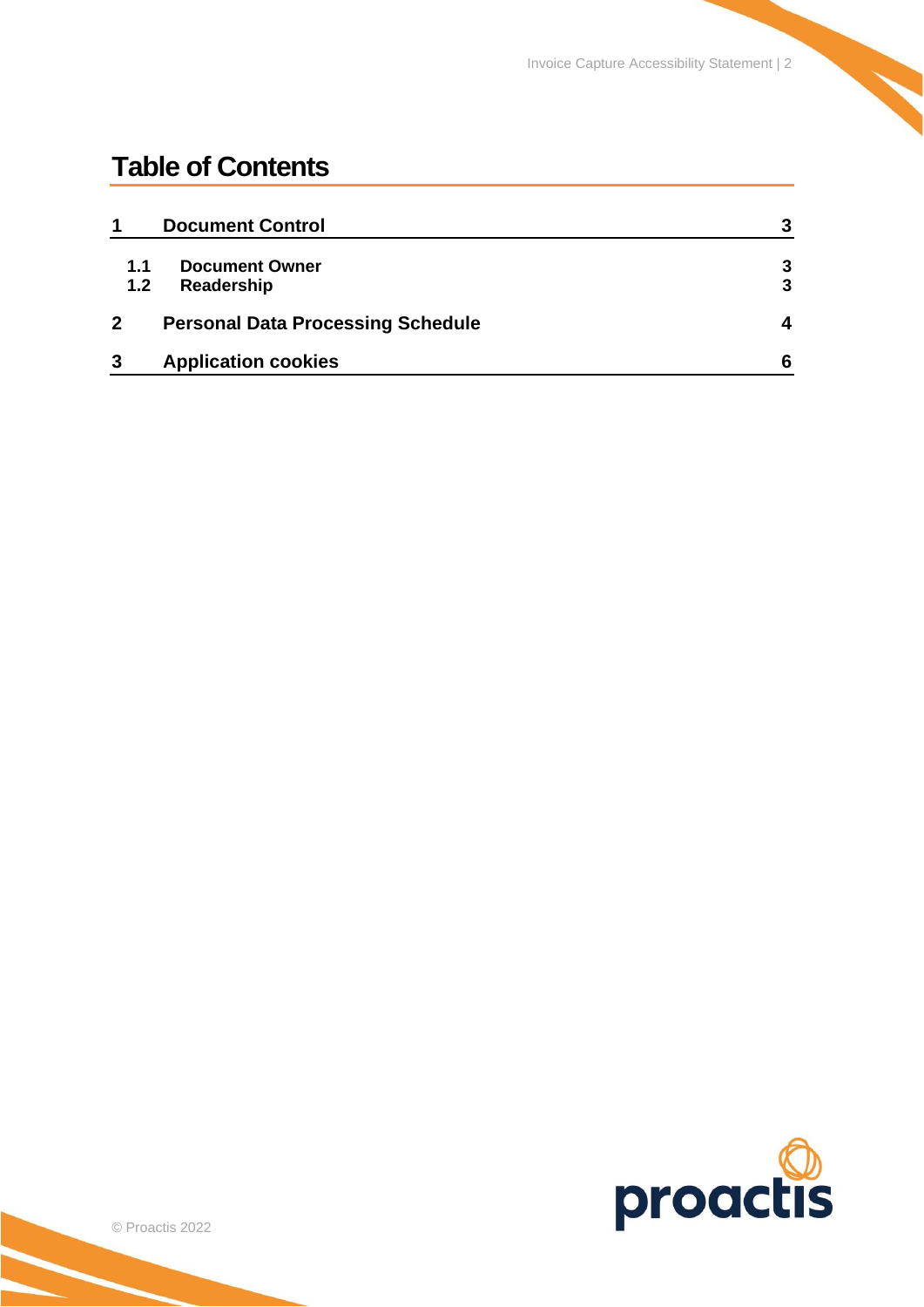# Table of Contents

| | | |
|---|---|---|
| **1** | **Document Control** | **3** |
| **1.1** | **Document Owner** | **3** |
| **1.2** | **Readership** | **3** |
| **2** | **Personal Data Processing Schedule** | **4** |
| **3** | **Application cookies** | **6** |

© Proactis 2022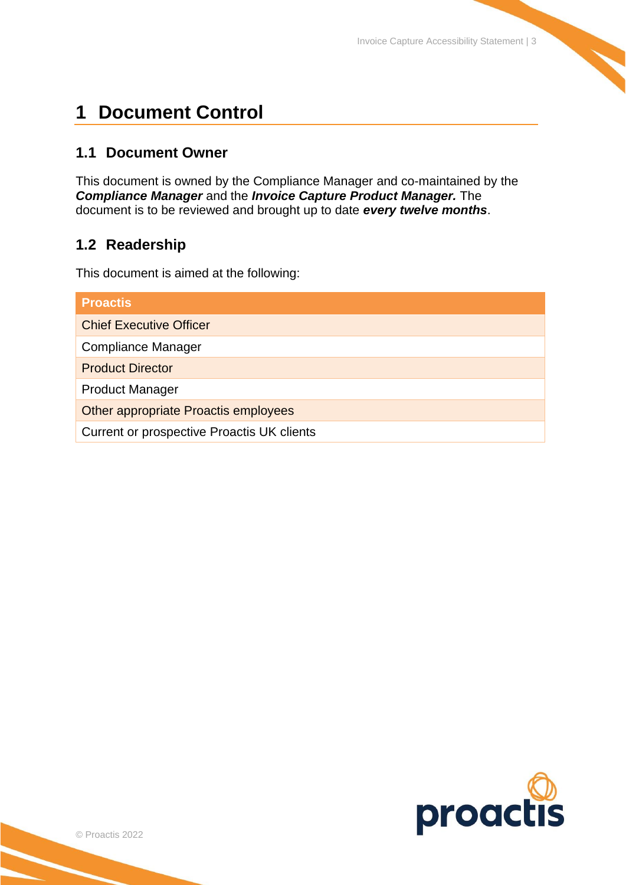# 1 Document Control

## 1.1 Document Owner

This document is owned by the Compliance Manager and co-maintained by the ***Compliance Manager*** and the ***Invoice Capture Product Manager.*** The document is to be reviewed and brought up to date ***every twelve months***.

## 1.2 Readership

This document is aimed at the following:

| Proactis |
|---|
| Chief Executive Officer |
| Compliance Manager |
| Product Director |
| Product Manager |
| Other appropriate Proactis employees |
| Current or prospective Proactis UK clients |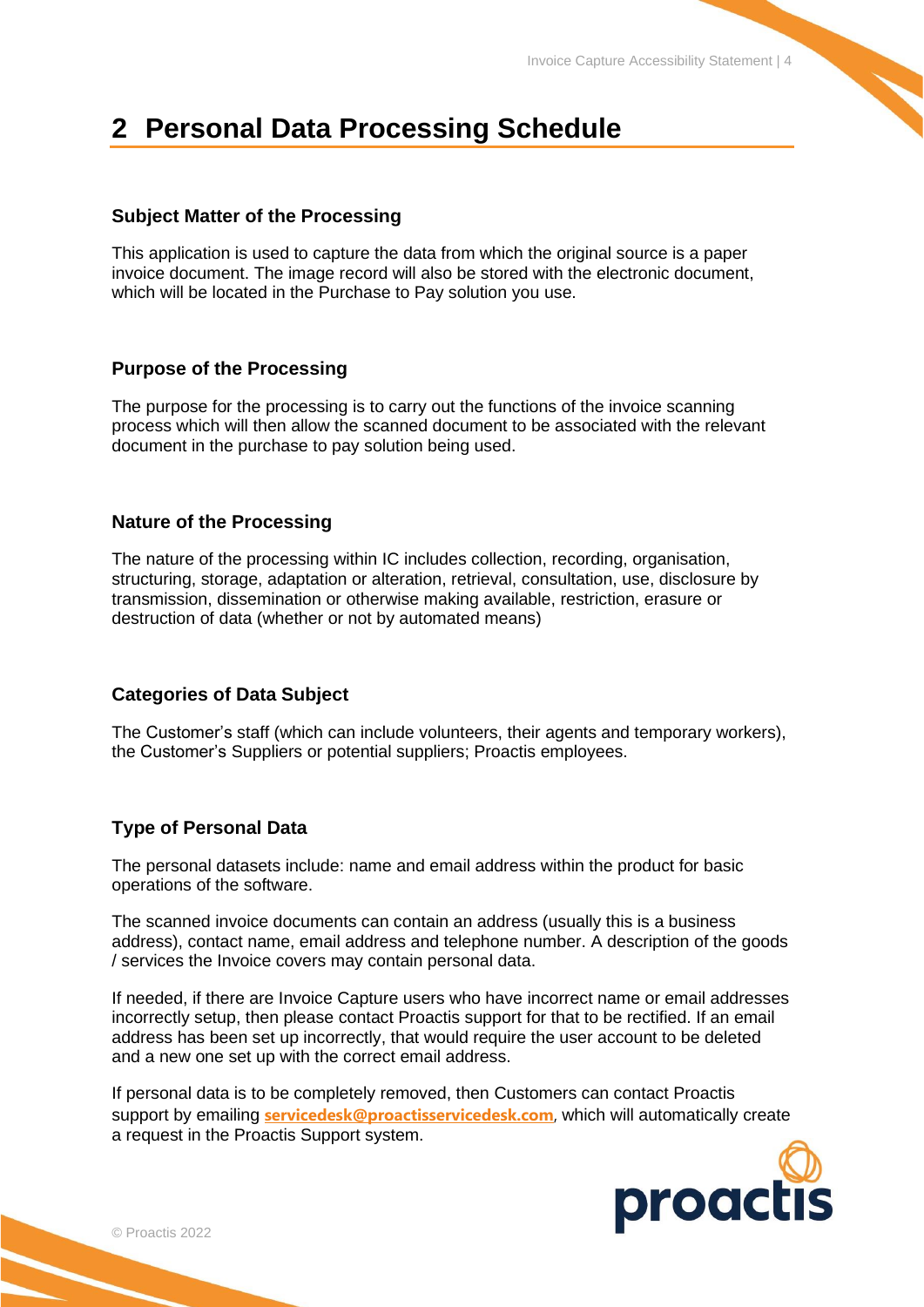# 2 Personal Data Processing Schedule

### Subject Matter of the Processing

This application is used to capture the data from which the original source is a paper invoice document. The image record will also be stored with the electronic document, which will be located in the Purchase to Pay solution you use.

### Purpose of the Processing

The purpose for the processing is to carry out the functions of the invoice scanning process which will then allow the scanned document to be associated with the relevant document in the purchase to pay solution being used.

### Nature of the Processing

The nature of the processing within IC includes collection, recording, organisation, structuring, storage, adaptation or alteration, retrieval, consultation, use, disclosure by transmission, dissemination or otherwise making available, restriction, erasure or destruction of data (whether or not by automated means)

### Categories of Data Subject

The Customer's staff (which can include volunteers, their agents and temporary workers), the Customer's Suppliers or potential suppliers; Proactis employees.

### Type of Personal Data

The personal datasets include: name and email address within the product for basic operations of the software.

The scanned invoice documents can contain an address (usually this is a business address), contact name, email address and telephone number. A description of the goods / services the Invoice covers may contain personal data.

If needed, if there are Invoice Capture users who have incorrect name or email addresses incorrectly setup, then please contact Proactis support for that to be rectified. If an email address has been set up incorrectly, that would require the user account to be deleted and a new one set up with the correct email address.

If personal data is to be completely removed, then Customers can contact Proactis support by emailing **servicedesk@proactisservicedesk.com**, which will automatically create a request in the Proactis Support system.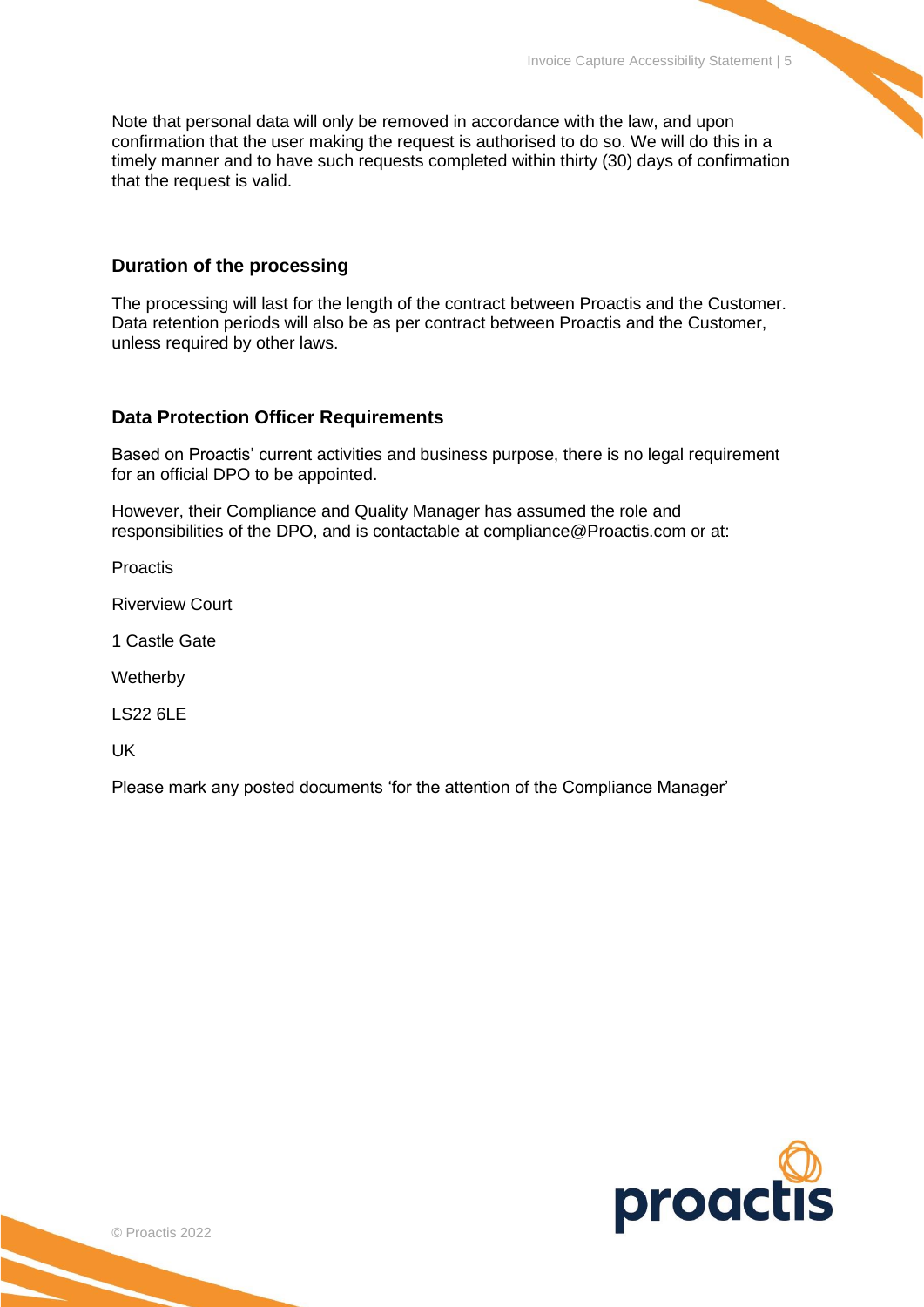Note that personal data will only be removed in accordance with the law, and upon confirmation that the user making the request is authorised to do so. We will do this in a timely manner and to have such requests completed within thirty (30) days of confirmation that the request is valid.

### Duration of the processing

The processing will last for the length of the contract between Proactis and the Customer. Data retention periods will also be as per contract between Proactis and the Customer, unless required by other laws.

### Data Protection Officer Requirements

Based on Proactis' current activities and business purpose, there is no legal requirement for an official DPO to be appointed.

However, their Compliance and Quality Manager has assumed the role and responsibilities of the DPO, and is contactable at compliance@Proactis.com or at:

Proactis

Riverview Court

1 Castle Gate

Wetherby

LS22 6LE

UK

Please mark any posted documents 'for the attention of the Compliance Manager'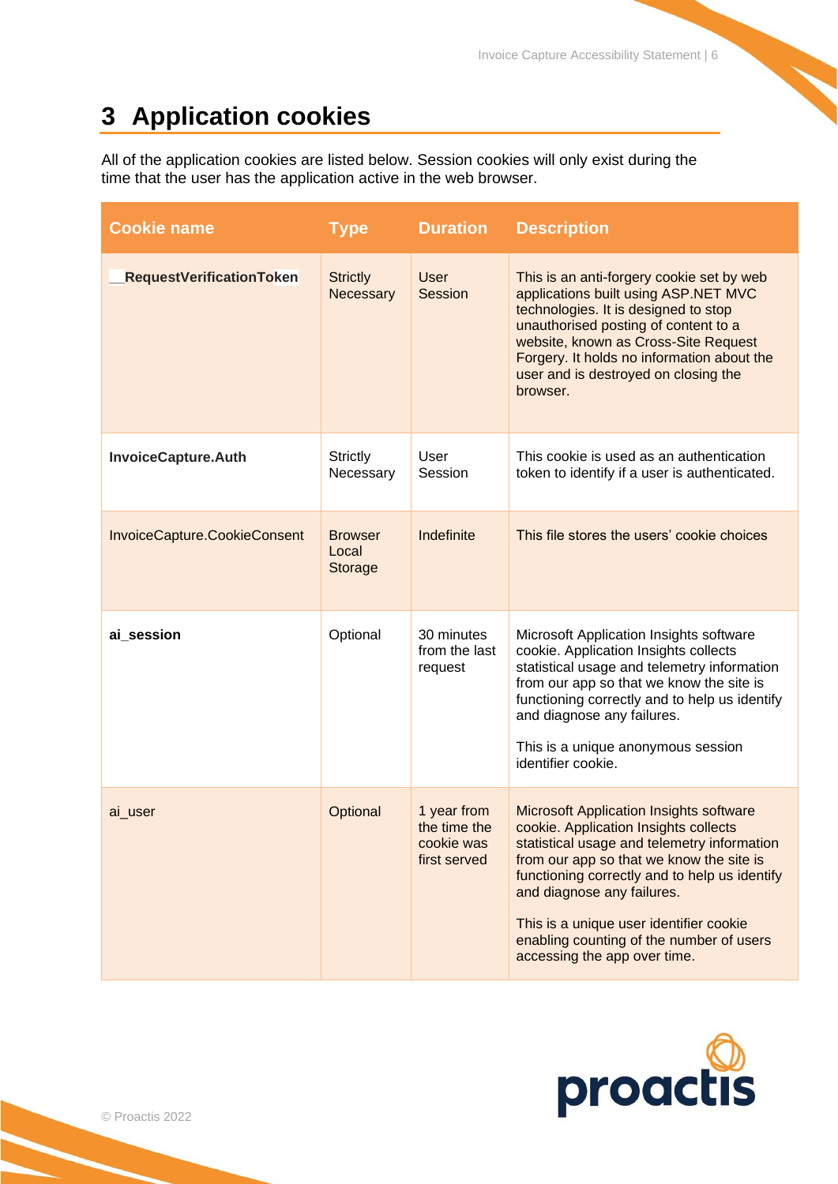# 3 Application cookies

All of the application cookies are listed below. Session cookies will only exist during the time that the user has the application active in the web browser.

| Cookie name | Type | Duration | Description |
|---|---|---|---|
| **__RequestVerificationToken** | Strictly Necessary | User Session | This is an anti-forgery cookie set by web applications built using ASP.NET MVC technologies. It is designed to stop unauthorised posting of content to a website, known as Cross-Site Request Forgery. It holds no information about the user and is destroyed on closing the browser. |
| **InvoiceCapture.Auth** | Strictly Necessary | User Session | This cookie is used as an authentication token to identify if a user is authenticated. |
| InvoiceCapture.CookieConsent | Browser Local Storage | Indefinite | This file stores the users' cookie choices |
| **ai_session** | Optional | 30 minutes from the last request | Microsoft Application Insights software cookie. Application Insights collects statistical usage and telemetry information from our app so that we know the site is functioning correctly and to help us identify and diagnose any failures.<br><br>This is a unique anonymous session identifier cookie. |
| ai_user | Optional | 1 year from the time the cookie was first served | Microsoft Application Insights software cookie. Application Insights collects statistical usage and telemetry information from our app so that we know the site is functioning correctly and to help us identify and diagnose any failures.<br><br>This is a unique user identifier cookie enabling counting of the number of users accessing the app over time. |

© Proactis 2022